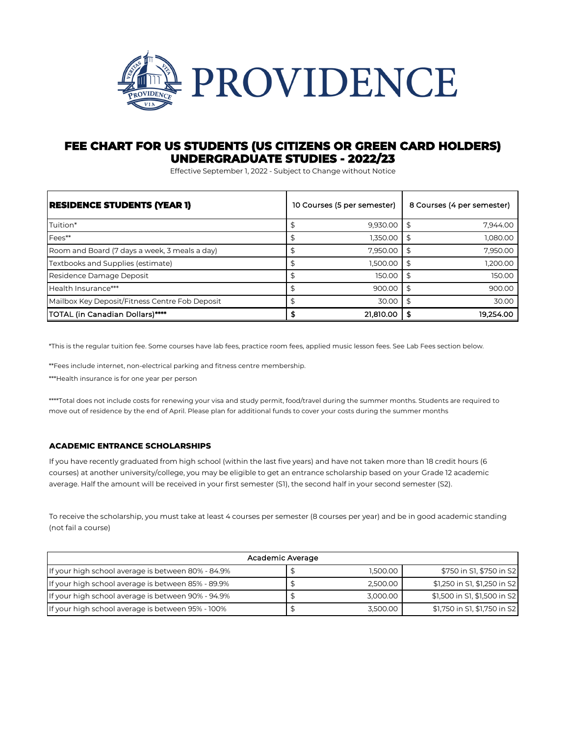# PROVIDENCE

## FEE CHART FOR US STUDENTS (US CITIZENS OR GREEN CARD HOLDERS) UNDERGRADUATE STUDIES - 2022/23

Effective September 1, 2022 - Subject to Change without Notice

| **RESIDENCE STUDENTS (YEAR 1)** | 10 Courses (5 per semester) | 8 Courses (4 per semester) |
|---|---|---|
| Tuition* | $ 9,930.00 | $ 7,944.00 |
| Fees** | $ 1,350.00 | $ 1,080.00 |
| Room and Board (7 days a week, 3 meals a day) | $ 7,950.00 | $ 7,950.00 |
| Textbooks and Supplies (estimate) | $ 1,500.00 | $ 1,200.00 |
| Residence Damage Deposit | $ 150.00 | $ 150.00 |
| Health Insurance*** | $ 900.00 | $ 900.00 |
| Mailbox Key Deposit/Fitness Centre Fob Deposit | $ 30.00 | $ 30.00 |
| **TOTAL (in Canadian Dollars)******** | **$ 21,810.00** | **$ 19,254.00** |

*This is the regular tuition fee. Some courses have lab fees, practice room fees, applied music lesson fees. See Lab Fees section below.

**Fees include internet, non-electrical parking and fitness centre membership.

***Health insurance is for one year per person

****Total does not include costs for renewing your visa and study permit, food/travel during the summer months. Students are required to move out of residence by the end of April. Please plan for additional funds to cover your costs during the summer months

### ACADEMIC ENTRANCE SCHOLARSHIPS

If you have recently graduated from high school (within the last five years) and have not taken more than 18 credit hours (6 courses) at another university/college, you may be eligible to get an entrance scholarship based on your Grade 12 academic average. Half the amount will be received in your first semester (S1), the second half in your second semester (S2).

To receive the scholarship, you must take at least 4 courses per semester (8 courses per year) and be in good academic standing (not fail a course)

| Academic Average | | |
|---|---|---|
| If your high school average is between 80% - 84.9% | $ 1,500.00 | $750 in S1, $750 in S2 |
| If your high school average is between 85% - 89.9% | $ 2,500.00 | $1,250 in S1, $1,250 in S2 |
| If your high school average is between 90% - 94.9% | $ 3,000.00 | $1,500 in S1, $1,500 in S2 |
| If your high school average is between 95% - 100% | $ 3,500.00 | $1,750 in S1, $1,750 in S2 |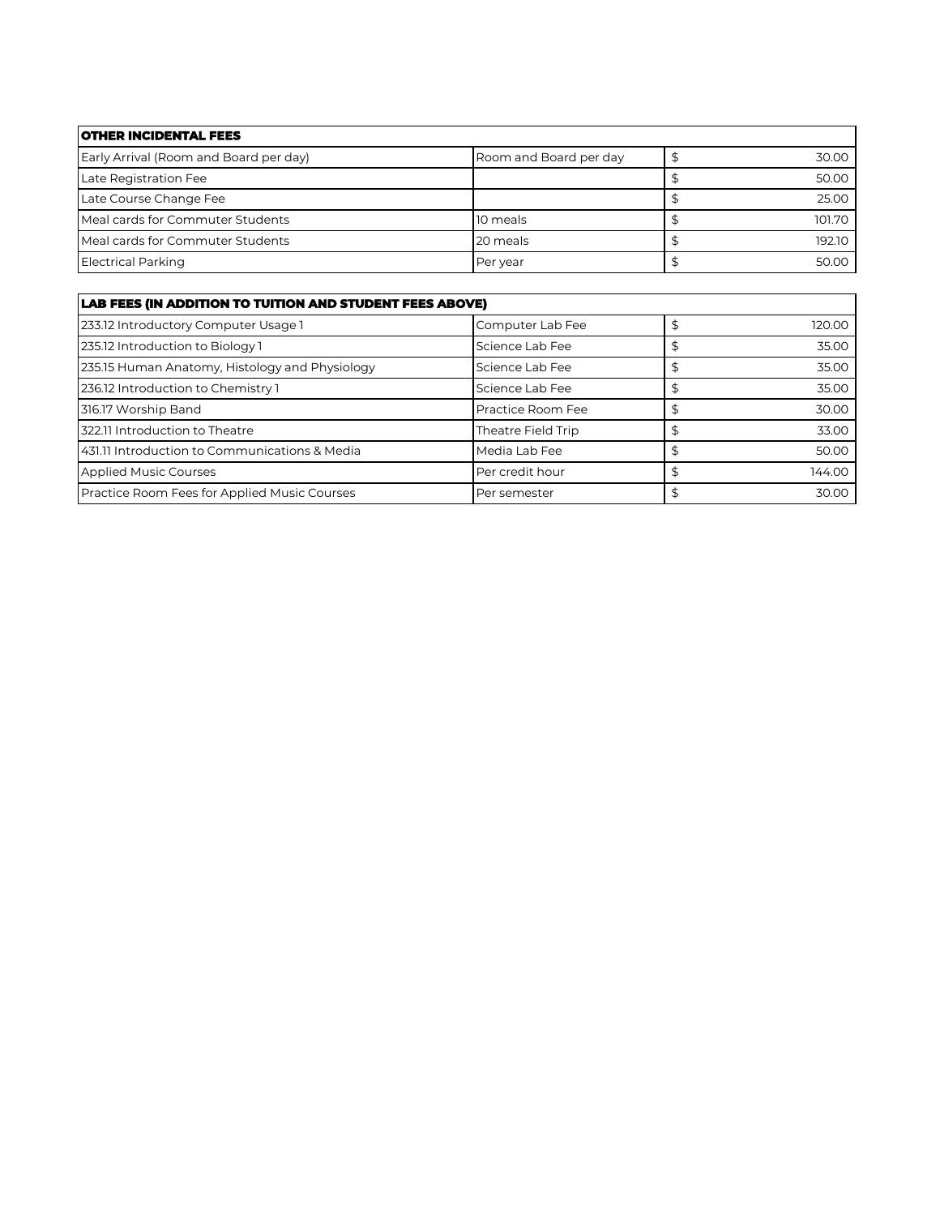| OTHER INCIDENTAL FEES | | | |
|---|---|---|---|
| Early Arrival (Room and Board per day) | Room and Board per day | $ | 30.00 |
| Late Registration Fee | | $ | 50.00 |
| Late Course Change Fee | | $ | 25.00 |
| Meal cards for Commuter Students | 10 meals | $ | 101.70 |
| Meal cards for Commuter Students | 20 meals | $ | 192.10 |
| Electrical Parking | Per year | $ | 50.00 |

| LAB FEES (IN ADDITION TO TUITION AND STUDENT FEES ABOVE) | | | |
|---|---|---|---|
| 233.12 Introductory Computer Usage 1 | Computer Lab Fee | $ | 120.00 |
| 235.12 Introduction to Biology 1 | Science Lab Fee | $ | 35.00 |
| 235.15 Human Anatomy, Histology and Physiology | Science Lab Fee | $ | 35.00 |
| 236.12 Introduction to Chemistry 1 | Science Lab Fee | $ | 35.00 |
| 316.17 Worship Band | Practice Room Fee | $ | 30.00 |
| 322.11 Introduction to Theatre | Theatre Field Trip | $ | 33.00 |
| 431.11 Introduction to Communications & Media | Media Lab Fee | $ | 50.00 |
| Applied Music Courses | Per credit hour | $ | 144.00 |
| Practice Room Fees for Applied Music Courses | Per semester | $ | 30.00 |